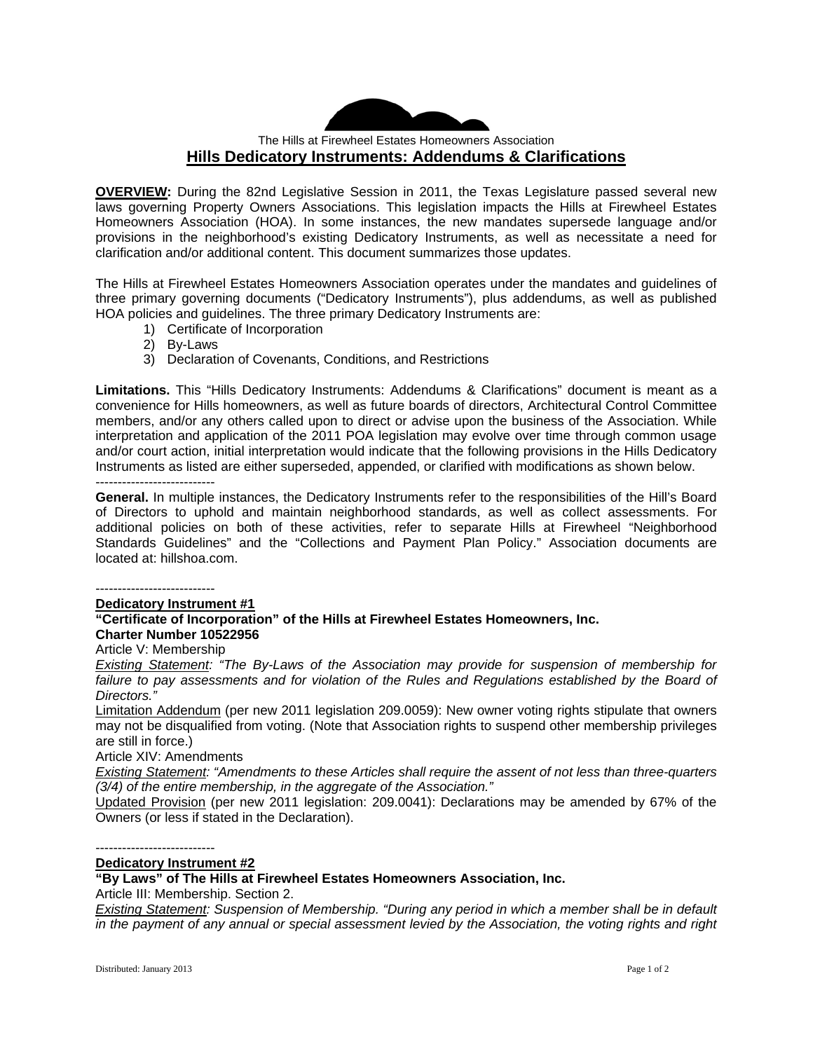The Hills at Firewheel Estates Homeowners Association

# Hills Dedicatory Instruments: Addendums & Clarifications

**OVERVIEW:** During the 82nd Legislative Session in 2011, the Texas Legislature passed several new laws governing Property Owners Associations. This legislation impacts the Hills at Firewheel Estates Homeowners Association (HOA). In some instances, the new mandates supersede language and/or provisions in the neighborhood's existing Dedicatory Instruments, as well as necessitate a need for clarification and/or additional content. This document summarizes those updates.

The Hills at Firewheel Estates Homeowners Association operates under the mandates and guidelines of three primary governing documents ("Dedicatory Instruments"), plus addendums, as well as published HOA policies and guidelines. The three primary Dedicatory Instruments are:

1) Certificate of Incorporation
2) By-Laws
3) Declaration of Covenants, Conditions, and Restrictions

**Limitations.** This "Hills Dedicatory Instruments: Addendums & Clarifications" document is meant as a convenience for Hills homeowners, as well as future boards of directors, Architectural Control Committee members, and/or any others called upon to direct or advise upon the business of the Association. While interpretation and application of the 2011 POA legislation may evolve over time through common usage and/or court action, initial interpretation would indicate that the following provisions in the Hills Dedicatory Instruments as listed are either superseded, appended, or clarified with modifications as shown below.

---------------------------

**General.** In multiple instances, the Dedicatory Instruments refer to the responsibilities of the Hill's Board of Directors to uphold and maintain neighborhood standards, as well as collect assessments. For additional policies on both of these activities, refer to separate Hills at Firewheel "Neighborhood Standards Guidelines" and the "Collections and Payment Plan Policy." Association documents are located at: hillshoa.com.

---------------------------

**Dedicatory Instrument #1**

**"Certificate of Incorporation" of the Hills at Firewheel Estates Homeowners, Inc.**
**Charter Number 10522956**

Article V: Membership

Existing Statement: *"The By-Laws of the Association may provide for suspension of membership for failure to pay assessments and for violation of the Rules and Regulations established by the Board of Directors."*

Limitation Addendum (per new 2011 legislation 209.0059): New owner voting rights stipulate that owners may not be disqualified from voting. (Note that Association rights to suspend other membership privileges are still in force.)

Article XIV: Amendments

Existing Statement: *"Amendments to these Articles shall require the assent of not less than three-quarters (3/4) of the entire membership, in the aggregate of the Association."*

Updated Provision (per new 2011 legislation: 209.0041): Declarations may be amended by 67% of the Owners (or less if stated in the Declaration).

---------------------------

**Dedicatory Instrument #2**

**"By Laws" of The Hills at Firewheel Estates Homeowners Association, Inc.**

Article III: Membership. Section 2.

Existing Statement: Suspension of Membership. *"During any period in which a member shall be in default in the payment of any annual or special assessment levied by the Association, the voting rights and right*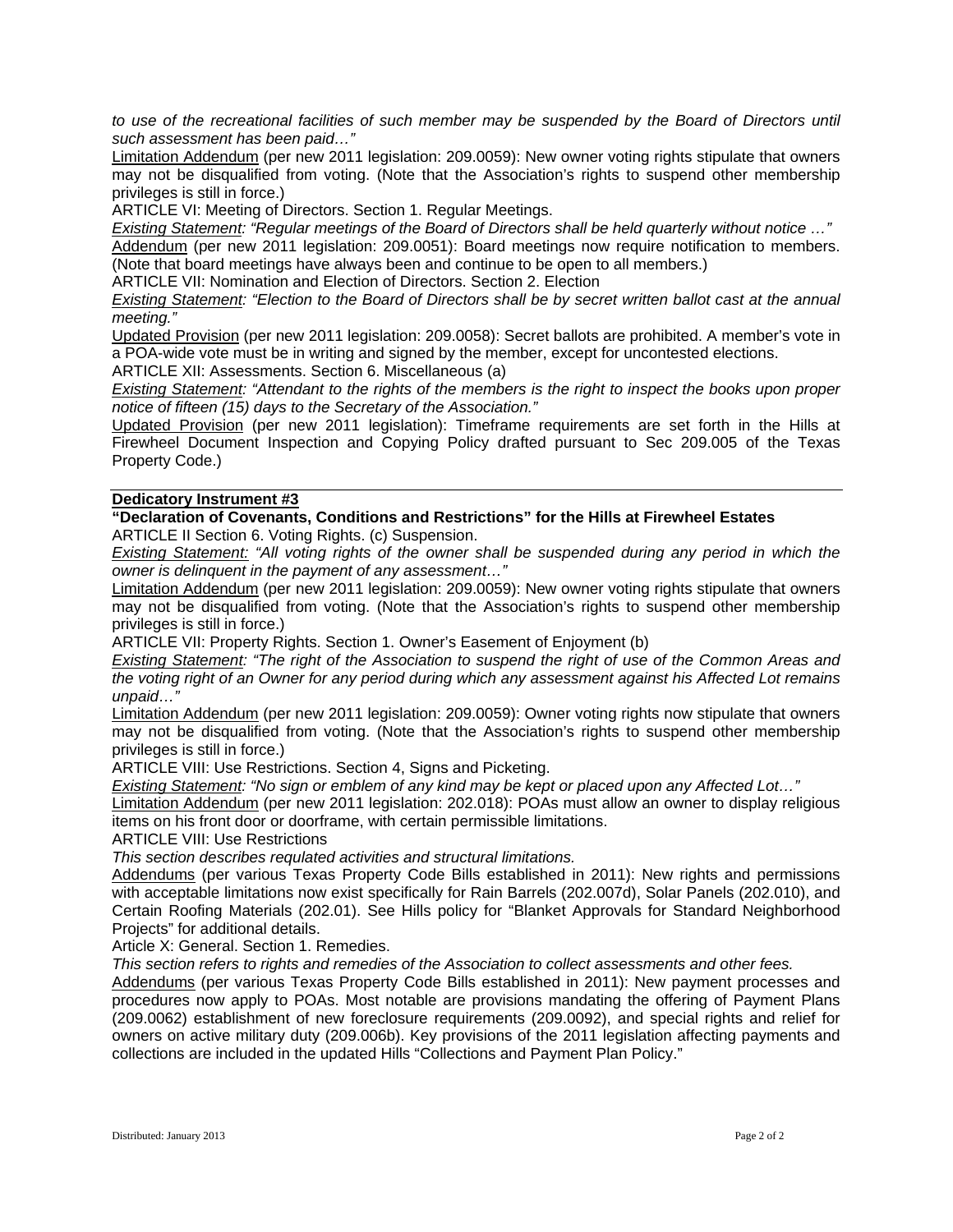*to use of the recreational facilities of such member may be suspended by the Board of Directors until such assessment has been paid…"*

Limitation Addendum (per new 2011 legislation: 209.0059): New owner voting rights stipulate that owners may not be disqualified from voting. (Note that the Association's rights to suspend other membership privileges is still in force.)

ARTICLE VI: Meeting of Directors. Section 1. Regular Meetings.

*Existing Statement: "Regular meetings of the Board of Directors shall be held quarterly without notice …"*

Addendum (per new 2011 legislation: 209.0051): Board meetings now require notification to members. (Note that board meetings have always been and continue to be open to all members.)

ARTICLE VII: Nomination and Election of Directors. Section 2. Election

*Existing Statement: "Election to the Board of Directors shall be by secret written ballot cast at the annual meeting."*

Updated Provision (per new 2011 legislation: 209.0058): Secret ballots are prohibited. A member's vote in a POA-wide vote must be in writing and signed by the member, except for uncontested elections.

ARTICLE XII: Assessments. Section 6. Miscellaneous (a)

*Existing Statement: "Attendant to the rights of the members is the right to inspect the books upon proper notice of fifteen (15) days to the Secretary of the Association."*

Updated Provision (per new 2011 legislation): Timeframe requirements are set forth in the Hills at Firewheel Document Inspection and Copying Policy drafted pursuant to Sec 209.005 of the Texas Property Code.)

---

**Dedicatory Instrument #3**

**"Declaration of Covenants, Conditions and Restrictions" for the Hills at Firewheel Estates**

ARTICLE II Section 6. Voting Rights. (c) Suspension.

*Existing Statement: "All voting rights of the owner shall be suspended during any period in which the owner is delinquent in the payment of any assessment…"*

Limitation Addendum (per new 2011 legislation: 209.0059): New owner voting rights stipulate that owners may not be disqualified from voting. (Note that the Association's rights to suspend other membership privileges is still in force.)

ARTICLE VII: Property Rights. Section 1. Owner's Easement of Enjoyment (b)

*Existing Statement: "The right of the Association to suspend the right of use of the Common Areas and the voting right of an Owner for any period during which any assessment against his Affected Lot remains unpaid…"*

Limitation Addendum (per new 2011 legislation: 209.0059): Owner voting rights now stipulate that owners may not be disqualified from voting. (Note that the Association's rights to suspend other membership privileges is still in force.)

ARTICLE VIII: Use Restrictions. Section 4, Signs and Picketing.

*Existing Statement: "No sign or emblem of any kind may be kept or placed upon any Affected Lot…"*

Limitation Addendum (per new 2011 legislation: 202.018): POAs must allow an owner to display religious items on his front door or doorframe, with certain permissible limitations.

ARTICLE VIII: Use Restrictions

*This section describes regulated activities and structural limitations.*

Addendums (per various Texas Property Code Bills established in 2011): New rights and permissions with acceptable limitations now exist specifically for Rain Barrels (202.007d), Solar Panels (202.010), and Certain Roofing Materials (202.01). See Hills policy for "Blanket Approvals for Standard Neighborhood Projects" for additional details.

Article X: General. Section 1. Remedies.

*This section refers to rights and remedies of the Association to collect assessments and other fees.*

Addendums (per various Texas Property Code Bills established in 2011): New payment processes and procedures now apply to POAs. Most notable are provisions mandating the offering of Payment Plans (209.0062) establishment of new foreclosure requirements (209.0092), and special rights and relief for owners on active military duty (209.006b). Key provisions of the 2011 legislation affecting payments and collections are included in the updated Hills "Collections and Payment Plan Policy."

Distributed: January 2013